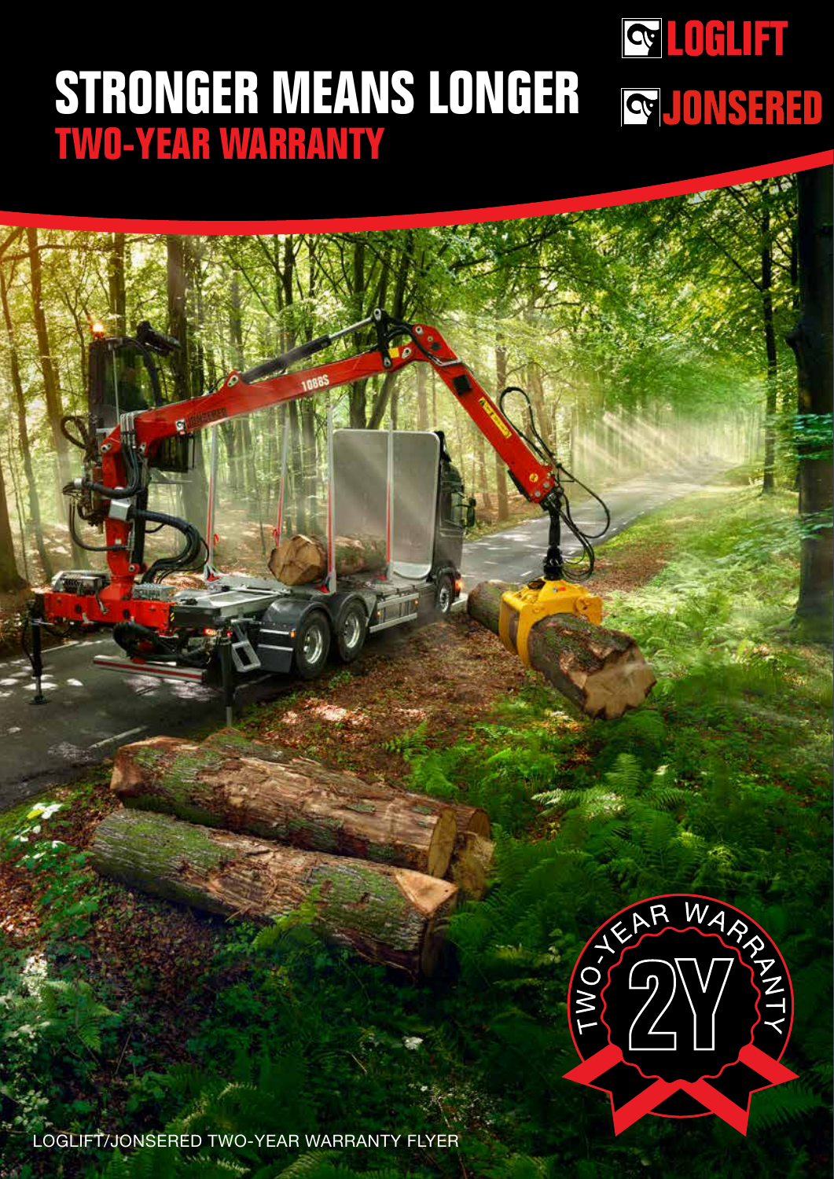# STRONGER MEANS LONGER

## TWO-YEAR WARRANTY

LOGLIFT

JONSERED

TWO-YEAR WARRANTY 2Y

LOGLIFT/JONSERED TWO-YEAR WARRANTY FLYER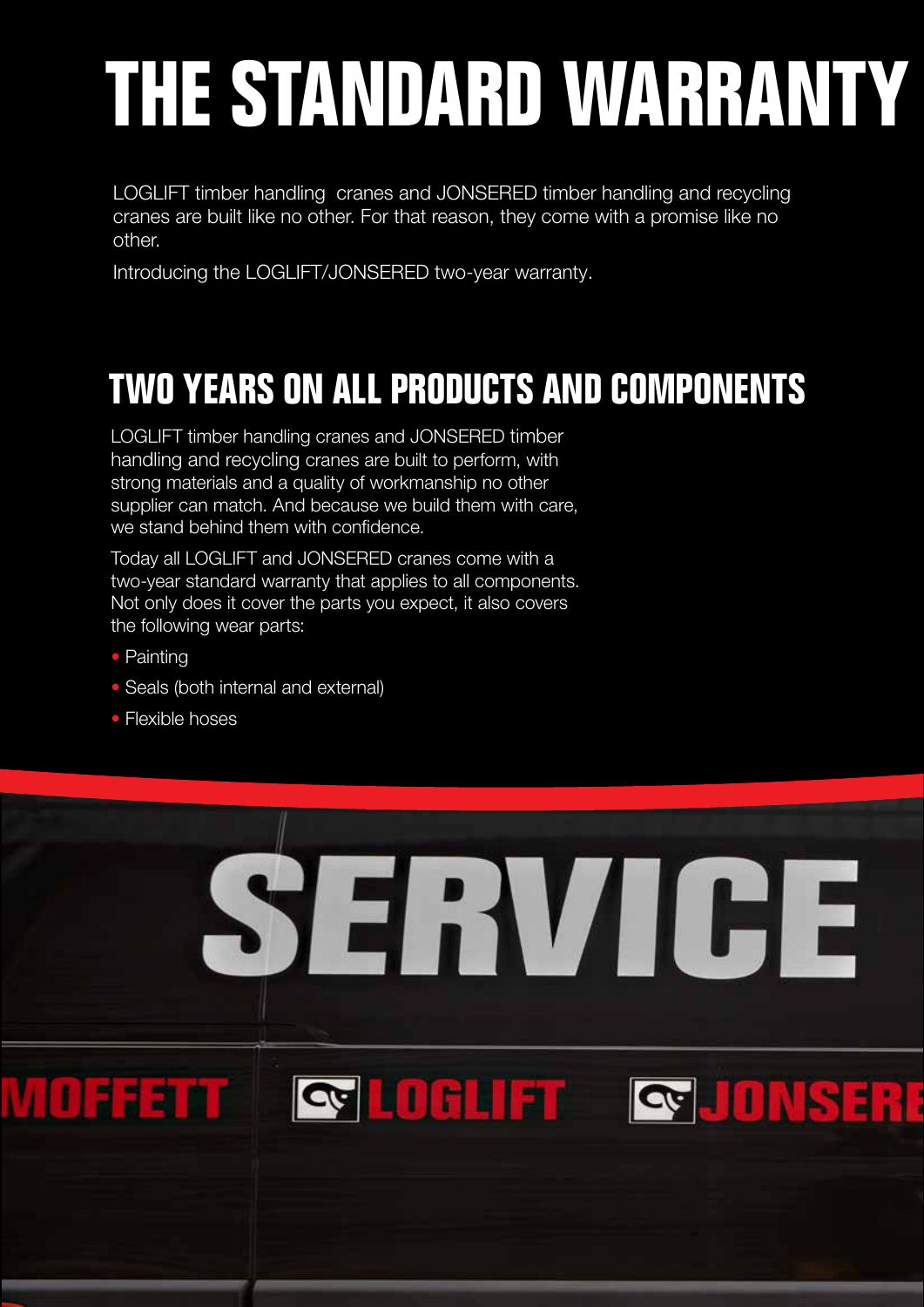# THE STANDARD WARRANTY

LOGLIFT timber handling cranes and JONSERED timber handling and recycling cranes are built like no other. For that reason, they come with a promise like no other.

Introducing the LOGLIFT/JONSERED two-year warranty.

## TWO YEARS ON ALL PRODUCTS AND COMPONENTS

LOGLIFT timber handling cranes and JONSERED timber handling and recycling cranes are built to perform, with strong materials and a quality of workmanship no other supplier can match. And because we build them with care, we stand behind them with confidence.

Today all LOGLIFT and JONSERED cranes come with a two-year standard warranty that applies to all components. Not only does it cover the parts you expect, it also covers the following wear parts:

- Painting
- Seals (both internal and external)
- Flexible hoses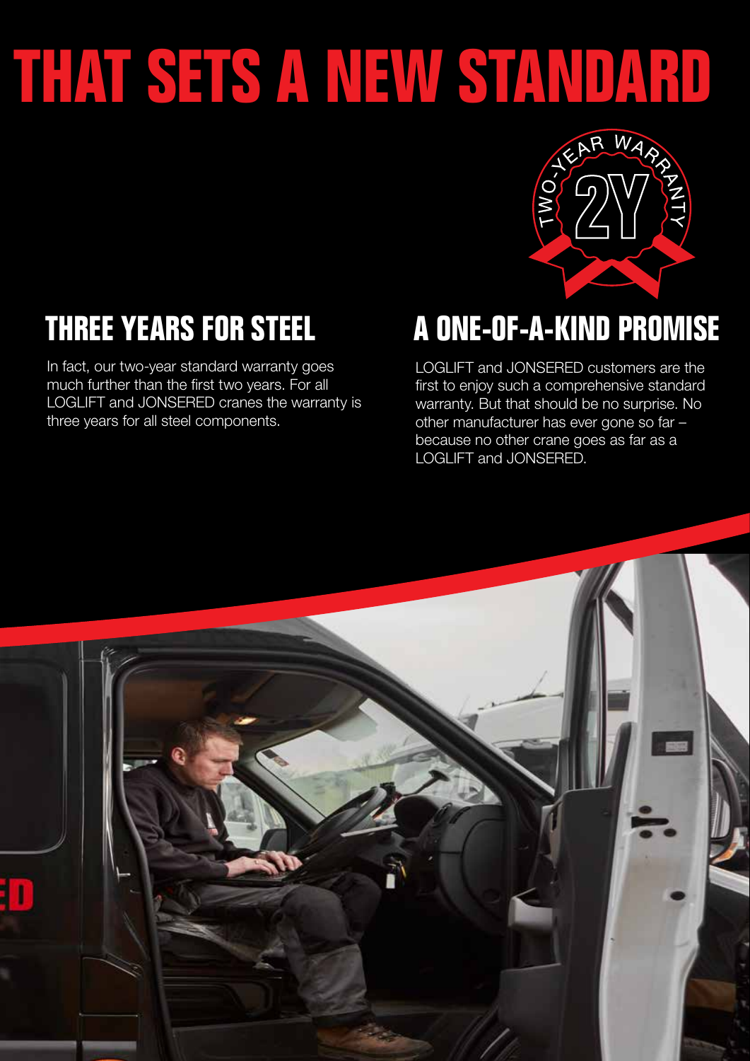# THAT SETS A NEW STANDARD

## THREE YEARS FOR STEEL

In fact, our two-year standard warranty goes much further than the first two years. For all LOGLIFT and JONSERED cranes the warranty is three years for all steel components.

## A ONE-OF-A-KIND PROMISE

LOGLIFT and JONSERED customers are the first to enjoy such a comprehensive standard warranty. But that should be no surprise. No other manufacturer has ever gone so far – because no other crane goes as far as a LOGLIFT and JONSERED.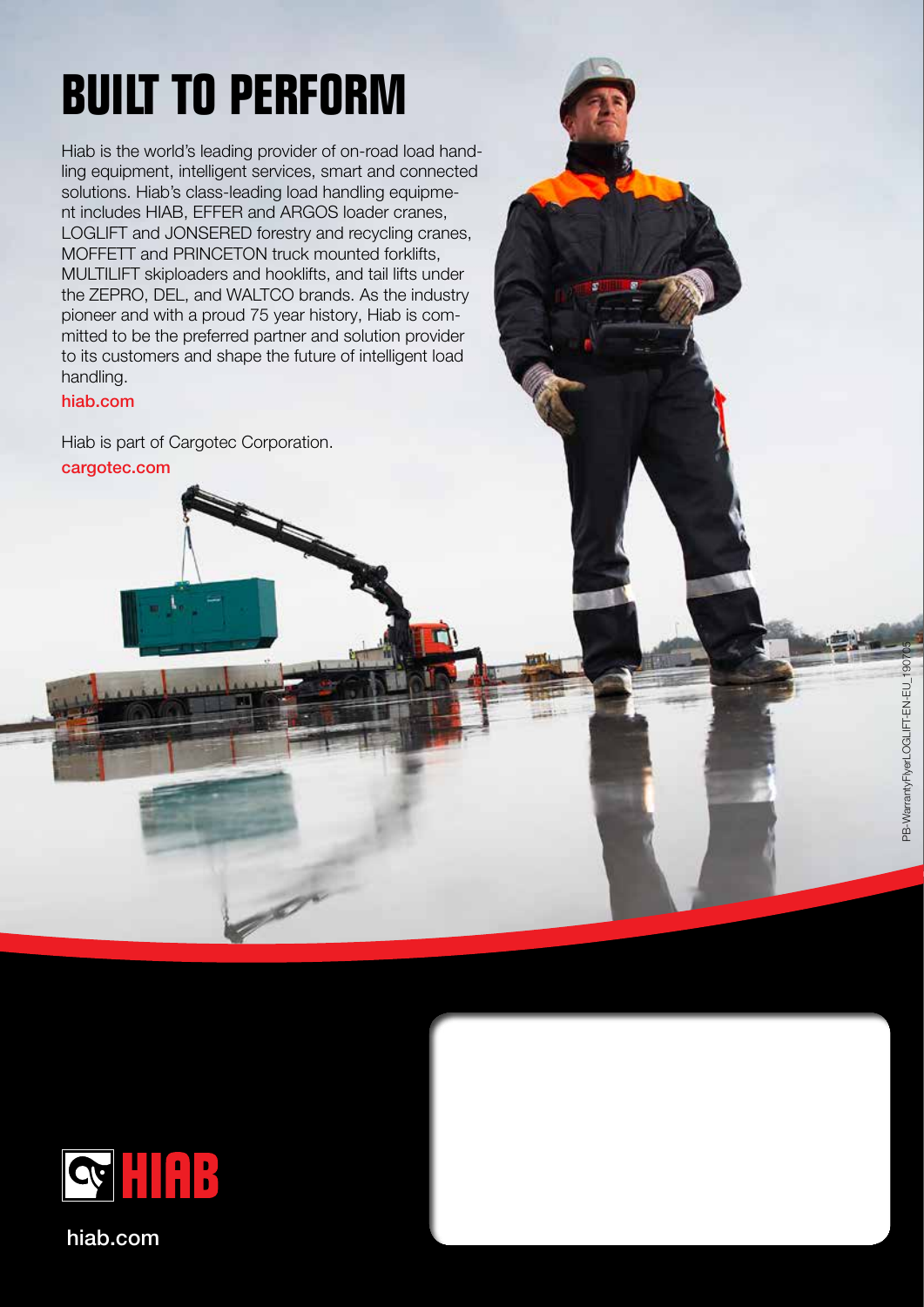# BUILT TO PERFORM

Hiab is the world's leading provider of on-road load handling equipment, intelligent services, smart and connected solutions. Hiab's class-leading load handling equipment includes HIAB, EFFER and ARGOS loader cranes, LOGLIFT and JONSERED forestry and recycling cranes, MOFFETT and PRINCETON truck mounted forklifts, MULTILIFT skiploaders and hooklifts, and tail lifts under the ZEPRO, DEL, and WALTCO brands. As the industry pioneer and with a proud 75 year history, Hiab is committed to be the preferred partner and solution provider to its customers and shape the future of intelligent load handling.

hiab.com

Hiab is part of Cargotec Corporation.

cargotec.com

PB-WarrantyFlyerLOGLIFT-EN-EU_190705

HIAB

hiab.com